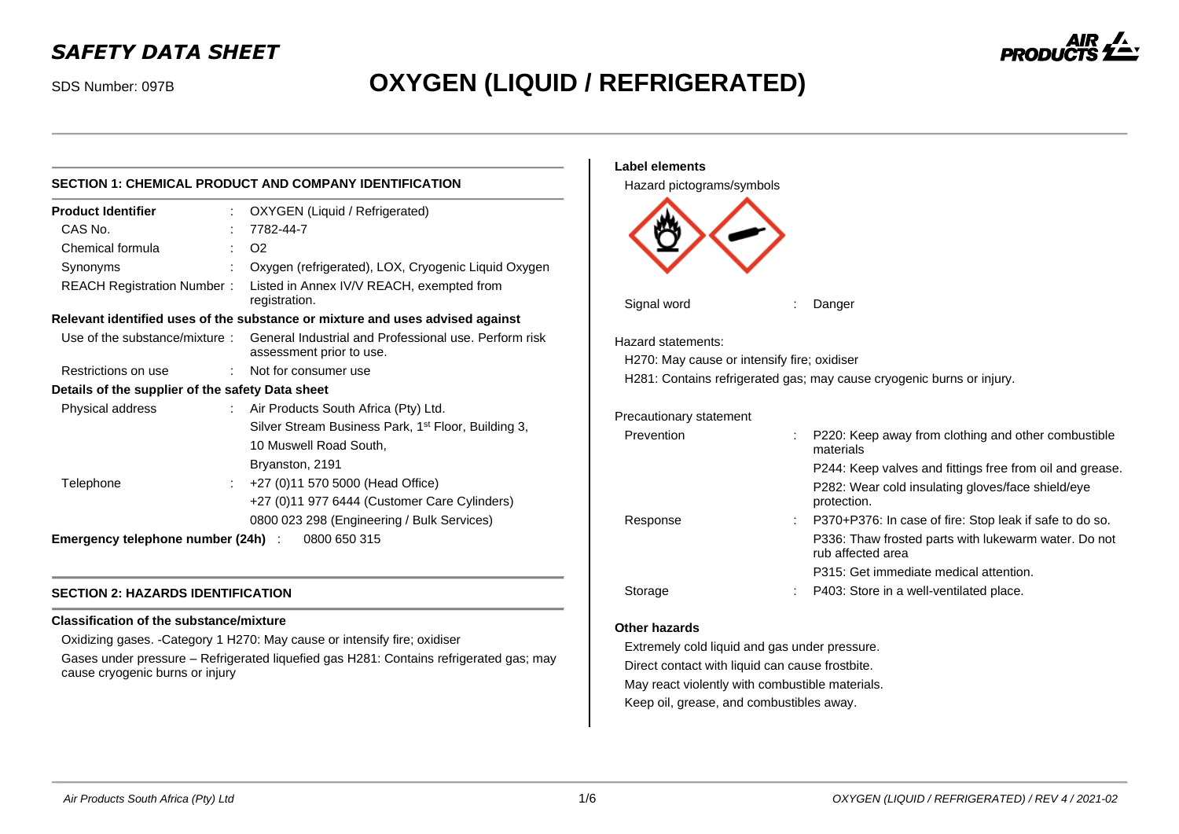# SAFETY DATA SHEET

SDS Number: 097B

# OXYGEN (LIQUID / REFRIGERATED)

## SECTION 1: CHEMICAL PRODUCT AND COMPANY IDENTIFICATION

**Product Identifier** : OXYGEN (Liquid / Refrigerated)

CAS No. : 7782-44-7

Chemical formula : $O_2$

Synonyms : Oxygen (refrigerated), LOX, Cryogenic Liquid Oxygen

REACH Registration Number : Listed in Annex IV/V REACH, exempted from registration.

**Relevant identified uses of the substance or mixture and uses advised against**

Use of the substance/mixture : General Industrial and Professional use. Perform risk assessment prior to use.

Restrictions on use : Not for consumer use

**Details of the supplier of the safety Data sheet**

Physical address : Air Products South Africa (Pty) Ltd.
Silver Stream Business Park, 1st Floor, Building 3,
10 Muswell Road South,
Bryanston, 2191

Telephone : +27 (0)11 570 5000 (Head Office)
+27 (0)11 977 6444 (Customer Care Cylinders)
0800 023 298 (Engineering / Bulk Services)

**Emergency telephone number (24h)** : 0800 650 315

## SECTION 2: HAZARDS IDENTIFICATION

**Classification of the substance/mixture**

Oxidizing gases. -Category 1 H270: May cause or intensify fire; oxidiser

Gases under pressure – Refrigerated liquefied gas H281: Contains refrigerated gas; may cause cryogenic burns or injury

**Label elements**

Hazard pictograms/symbols

Signal word : Danger

Hazard statements:

H270: May cause or intensify fire; oxidiser

H281: Contains refrigerated gas; may cause cryogenic burns or injury.

Precautionary statement

Prevention : P220: Keep away from clothing and other combustible materials
P244: Keep valves and fittings free from oil and grease.
P282: Wear cold insulating gloves/face shield/eye protection.

Response : P370+P376: In case of fire: Stop leak if safe to do so.
P336: Thaw frosted parts with lukewarm water. Do not rub affected area
P315: Get immediate medical attention.

Storage : P403: Store in a well-ventilated place.

**Other hazards**

Extremely cold liquid and gas under pressure.

Direct contact with liquid can cause frostbite.

May react violently with combustible materials.

Keep oil, grease, and combustibles away.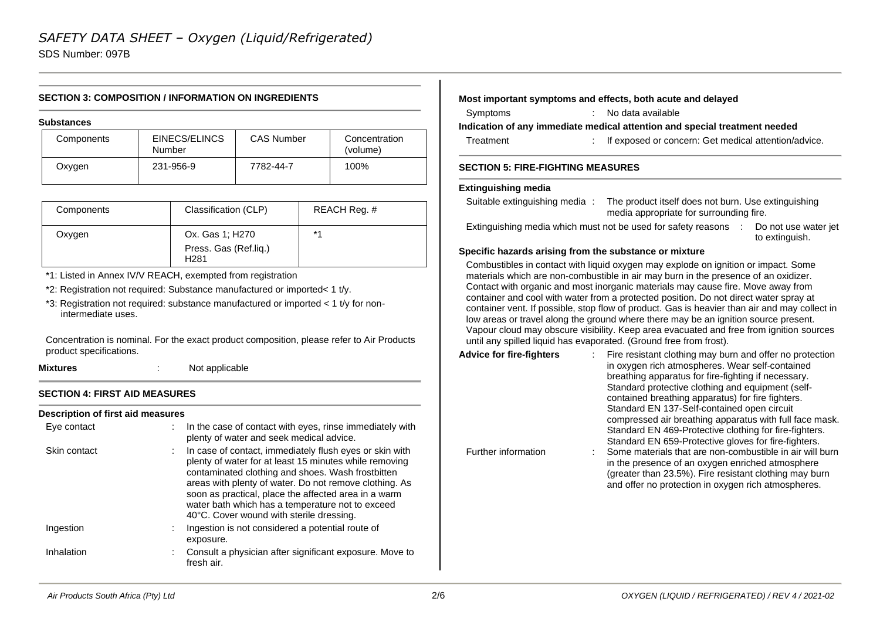## SECTION 3: COMPOSITION / INFORMATION ON INGREDIENTS

**Substances**

| Components | EINECS/ELINCS Number | CAS Number | Concentration (volume) |
|---|---|---|---|
| Oxygen | 231-956-9 | 7782-44-7 | 100% |

| Components | Classification (CLP) | REACH Reg. # |
|---|---|---|
| Oxygen | Ox. Gas 1; H270<br>Press. Gas (Ref.liq.) H281 | *1 |

*1: Listed in Annex IV/V REACH, exempted from registration

*2: Registration not required: Substance manufactured or imported< 1 t/y.

*3: Registration not required: substance manufactured or imported < 1 t/y for non-intermediate uses.

Concentration is nominal. For the exact product composition, please refer to Air Products product specifications.

**Mixtures** : Not applicable

## SECTION 4: FIRST AID MEASURES

**Description of first aid measures**

Eye contact : In the case of contact with eyes, rinse immediately with plenty of water and seek medical advice.

Skin contact : In case of contact, immediately flush eyes or skin with plenty of water for at least 15 minutes while removing contaminated clothing and shoes. Wash frostbitten areas with plenty of water. Do not remove clothing. As soon as practical, place the affected area in a warm water bath which has a temperature not to exceed 40°C. Cover wound with sterile dressing.

Ingestion : Ingestion is not considered a potential route of exposure.

Inhalation : Consult a physician after significant exposure. Move to fresh air.

**Most important symptoms and effects, both acute and delayed**

Symptoms : No data available

**Indication of any immediate medical attention and special treatment needed**

Treatment : If exposed or concern: Get medical attention/advice.

## SECTION 5: FIRE-FIGHTING MEASURES

**Extinguishing media**

Suitable extinguishing media : The product itself does not burn. Use extinguishing media appropriate for surrounding fire.

Extinguishing media which must not be used for safety reasons : Do not use water jet to extinguish.

**Specific hazards arising from the substance or mixture**

Combustibles in contact with liquid oxygen may explode on ignition or impact. Some materials which are non-combustible in air may burn in the presence of an oxidizer. Contact with organic and most inorganic materials may cause fire. Move away from container and cool with water from a protected position. Do not direct water spray at container vent. If possible, stop flow of product. Gas is heavier than air and may collect in low areas or travel along the ground where there may be an ignition source present. Vapour cloud may obscure visibility. Keep area evacuated and free from ignition sources until any spilled liquid has evaporated. (Ground free from frost).

**Advice for fire-fighters** : Fire resistant clothing may burn and offer no protection in oxygen rich atmospheres. Wear self-contained breathing apparatus for fire-fighting if necessary. Standard protective clothing and equipment (self-contained breathing apparatus) for fire fighters. Standard EN 137-Self-contained open circuit compressed air breathing apparatus with full face mask. Standard EN 469-Protective clothing for fire-fighters. Standard EN 659-Protective gloves for fire-fighters.

Further information : Some materials that are non-combustible in air will burn in the presence of an oxygen enriched atmosphere (greater than 23.5%). Fire resistant clothing may burn and offer no protection in oxygen rich atmospheres.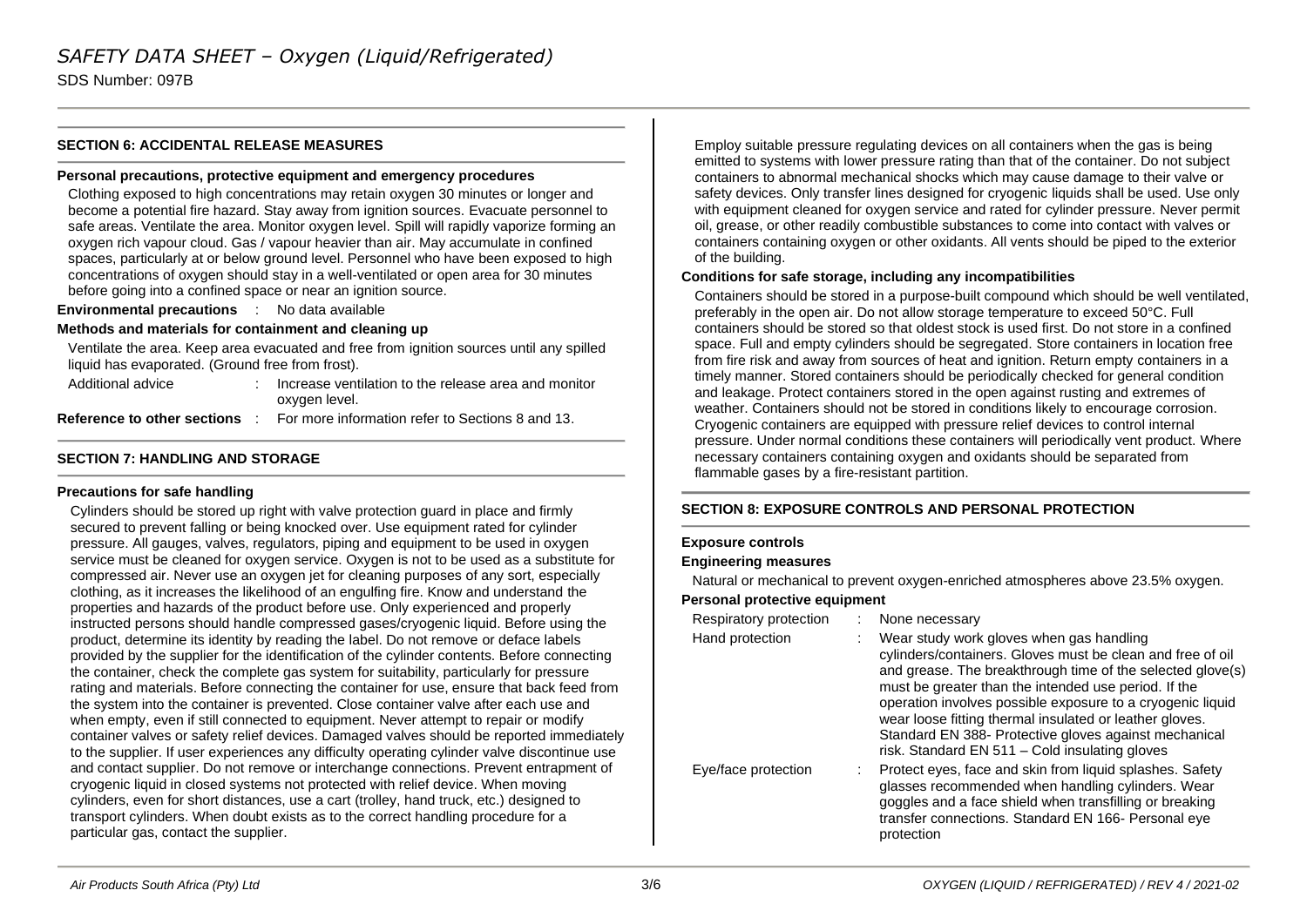## SECTION 6: ACCIDENTAL RELEASE MEASURES

**Personal precautions, protective equipment and emergency procedures**

Clothing exposed to high concentrations may retain oxygen 30 minutes or longer and become a potential fire hazard. Stay away from ignition sources. Evacuate personnel to safe areas. Ventilate the area. Monitor oxygen level. Spill will rapidly vaporize forming an oxygen rich vapour cloud. Gas / vapour heavier than air. May accumulate in confined spaces, particularly at or below ground level. Personnel who have been exposed to high concentrations of oxygen should stay in a well-ventilated or open area for 30 minutes before going into a confined space or near an ignition source.

**Environmental precautions** : No data available

**Methods and materials for containment and cleaning up**

Ventilate the area. Keep area evacuated and free from ignition sources until any spilled liquid has evaporated. (Ground free from frost).

Additional advice : Increase ventilation to the release area and monitor oxygen level.

**Reference to other sections** : For more information refer to Sections 8 and 13.

## SECTION 7: HANDLING AND STORAGE

**Precautions for safe handling**

Cylinders should be stored up right with valve protection guard in place and firmly secured to prevent falling or being knocked over. Use equipment rated for cylinder pressure. All gauges, valves, regulators, piping and equipment to be used in oxygen service must be cleaned for oxygen service. Oxygen is not to be used as a substitute for compressed air. Never use an oxygen jet for cleaning purposes of any sort, especially clothing, as it increases the likelihood of an engulfing fire. Know and understand the properties and hazards of the product before use. Only experienced and properly instructed persons should handle compressed gases/cryogenic liquid. Before using the product, determine its identity by reading the label. Do not remove or deface labels provided by the supplier for the identification of the cylinder contents. Before connecting the container, check the complete gas system for suitability, particularly for pressure rating and materials. Before connecting the container for use, ensure that back feed from the system into the container is prevented. Close container valve after each use and when empty, even if still connected to equipment. Never attempt to repair or modify container valves or safety relief devices. Damaged valves should be reported immediately to the supplier. If user experiences any difficulty operating cylinder valve discontinue use and contact supplier. Do not remove or interchange connections. Prevent entrapment of cryogenic liquid in closed systems not protected with relief device. When moving cylinders, even for short distances, use a cart (trolley, hand truck, etc.) designed to transport cylinders. When doubt exists as to the correct handling procedure for a particular gas, contact the supplier.

Employ suitable pressure regulating devices on all containers when the gas is being emitted to systems with lower pressure rating than that of the container. Do not subject containers to abnormal mechanical shocks which may cause damage to their valve or safety devices. Only transfer lines designed for cryogenic liquids shall be used. Use only with equipment cleaned for oxygen service and rated for cylinder pressure. Never permit oil, grease, or other readily combustible substances to come into contact with valves or containers containing oxygen or other oxidants. All vents should be piped to the exterior of the building.

**Conditions for safe storage, including any incompatibilities**

Containers should be stored in a purpose-built compound which should be well ventilated, preferably in the open air. Do not allow storage temperature to exceed 50°C. Full containers should be stored so that oldest stock is used first. Do not store in a confined space. Full and empty cylinders should be segregated. Store containers in location free from fire risk and away from sources of heat and ignition. Return empty containers in a timely manner. Stored containers should be periodically checked for general condition and leakage. Protect containers stored in the open against rusting and extremes of weather. Containers should not be stored in conditions likely to encourage corrosion. Cryogenic containers are equipped with pressure relief devices to control internal pressure. Under normal conditions these containers will periodically vent product. Where necessary containers containing oxygen and oxidants should be separated from flammable gases by a fire-resistant partition.

## SECTION 8: EXPOSURE CONTROLS AND PERSONAL PROTECTION

**Exposure controls**

**Engineering measures**

Natural or mechanical to prevent oxygen-enriched atmospheres above 23.5% oxygen.

**Personal protective equipment**

Respiratory protection : None necessary

Hand protection : Wear study work gloves when gas handling cylinders/containers. Gloves must be clean and free of oil and grease. The breakthrough time of the selected glove(s) must be greater than the intended use period. If the operation involves possible exposure to a cryogenic liquid wear loose fitting thermal insulated or leather gloves. Standard EN 388- Protective gloves against mechanical risk. Standard EN 511 – Cold insulating gloves

Eye/face protection : Protect eyes, face and skin from liquid splashes. Safety glasses recommended when handling cylinders. Wear goggles and a face shield when transfilling or breaking transfer connections. Standard EN 166- Personal eye protection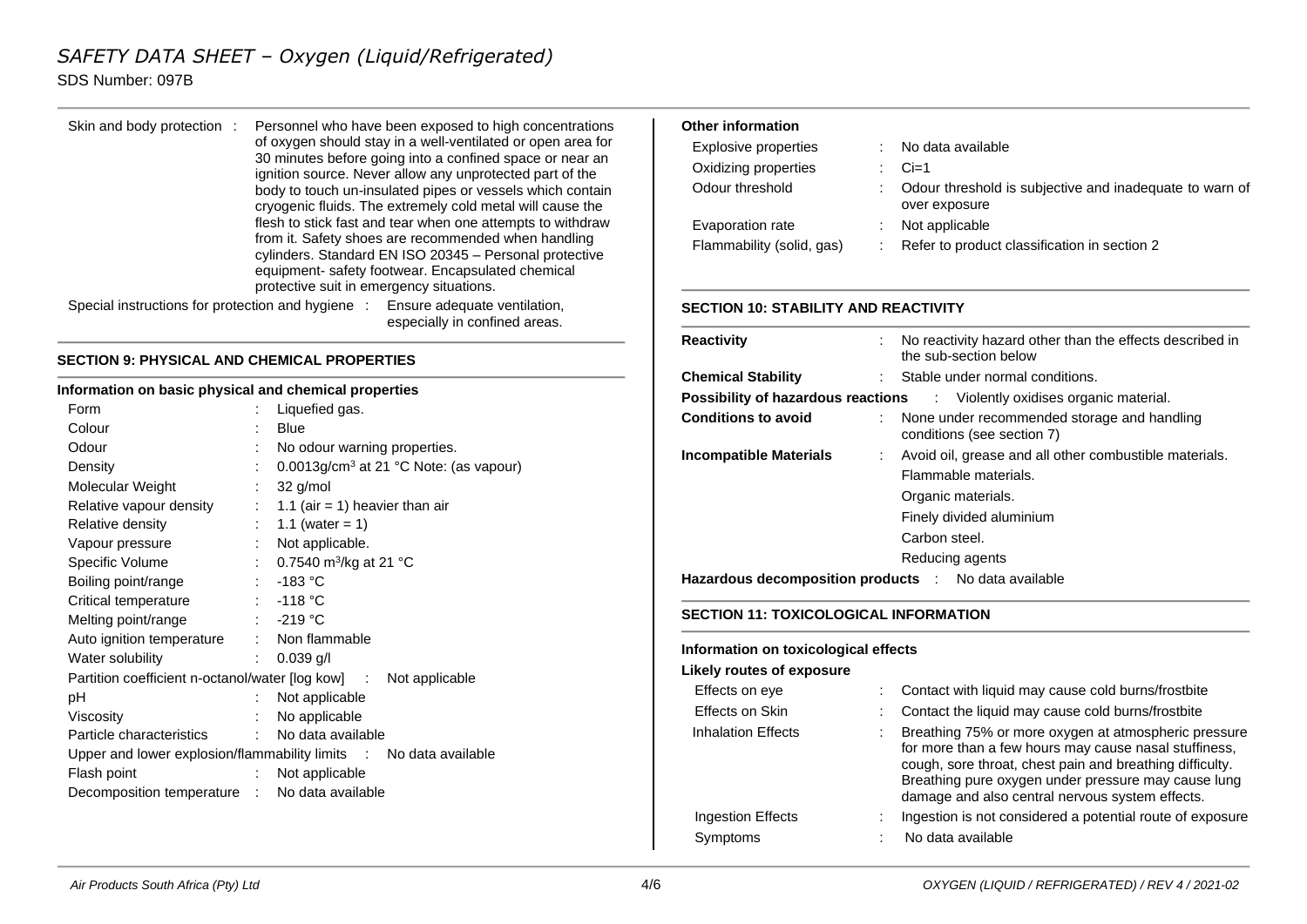| | | |
|---|---|---|
| Skin and body protection | : | Personnel who have been exposed to high concentrations of oxygen should stay in a well-ventilated or open area for 30 minutes before going into a confined space or near an ignition source. Never allow any unprotected part of the body to touch un-insulated pipes or vessels which contain cryogenic fluids. The extremely cold metal will cause the flesh to stick fast and tear when one attempts to withdraw from it. Safety shoes are recommended when handling cylinders. Standard EN ISO 20345 – Personal protective equipment- safety footwear. Encapsulated chemical protective suit in emergency situations. |
| Special instructions for protection and hygiene | : | Ensure adequate ventilation, especially in confined areas. |

## SECTION 9: PHYSICAL AND CHEMICAL PROPERTIES

### Information on basic physical and chemical properties

| | | |
|---|---|---|
| Form | : | Liquefied gas. |
| Colour | : | Blue |
| Odour | : | No odour warning properties. |
| Density | : | 0.0013g/cm³ at 21 °C Note: (as vapour) |
| Molecular Weight | : | 32 g/mol |
| Relative vapour density | : | 1.1 (air = 1) heavier than air |
| Relative density | : | 1.1 (water = 1) |
| Vapour pressure | : | Not applicable. |
| Specific Volume | : | 0.7540 m³/kg at 21 °C |
| Boiling point/range | : | -183 °C |
| Critical temperature | : | -118 °C |
| Melting point/range | : | -219 °C |
| Auto ignition temperature | : | Non flammable |
| Water solubility | : | 0.039 g/l |
| Partition coefficient n-octanol/water [log kow] | : | Not applicable |
| pH | : | Not applicable |
| Viscosity | : | No applicable |
| Particle characteristics | : | No data available |
| Upper and lower explosion/flammability limits | : | No data available |
| Flash point | : | Not applicable |
| Decomposition temperature | : | No data available |

### Other information

| | | |
|---|---|---|
| Explosive properties | : | No data available |
| Oxidizing properties | : | Ci=1 |
| Odour threshold | : | Odour threshold is subjective and inadequate to warn of over exposure |
| Evaporation rate | : | Not applicable |
| Flammability (solid, gas) | : | Refer to product classification in section 2 |

## SECTION 10: STABILITY AND REACTIVITY

| | | |
|---|---|---|
| **Reactivity** | : | No reactivity hazard other than the effects described in the sub-section below |
| **Chemical Stability** | : | Stable under normal conditions. |
| **Possibility of hazardous reactions** | : | Violently oxidises organic material. |
| **Conditions to avoid** | : | None under recommended storage and handling conditions (see section 7) |
| **Incompatible Materials** | : | Avoid oil, grease and all other combustible materials.<br>Flammable materials.<br>Organic materials.<br>Finely divided aluminium<br>Carbon steel.<br>Reducing agents |
| **Hazardous decomposition products** | : | No data available |

## SECTION 11: TOXICOLOGICAL INFORMATION

### Information on toxicological effects

**Likely routes of exposure**

| | | |
|---|---|---|
| Effects on eye | : | Contact with liquid may cause cold burns/frostbite |
| Effects on Skin | : | Contact the liquid may cause cold burns/frostbite |
| Inhalation Effects | : | Breathing 75% or more oxygen at atmospheric pressure for more than a few hours may cause nasal stuffiness, cough, sore throat, chest pain and breathing difficulty. Breathing pure oxygen under pressure may cause lung damage and also central nervous system effects. |
| Ingestion Effects | : | Ingestion is not considered a potential route of exposure |
| Symptoms | : | No data available |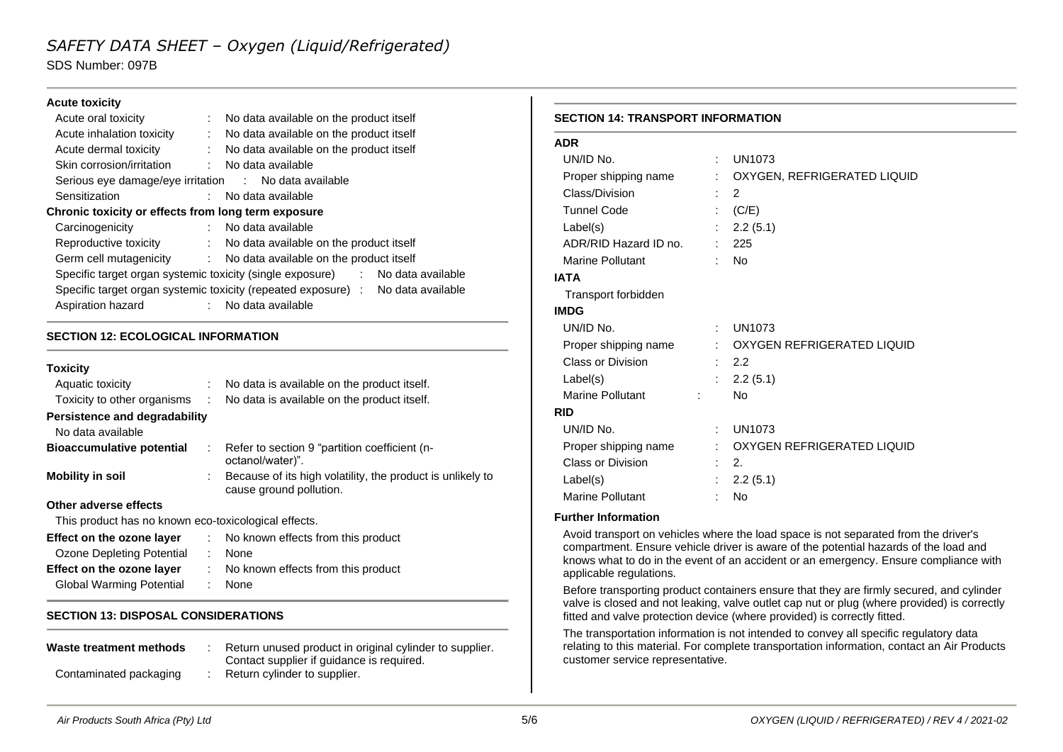**Acute toxicity**

| | | |
|---|---|---|
| Acute oral toxicity | : | No data available on the product itself |
| Acute inhalation toxicity | : | No data available on the product itself |
| Acute dermal toxicity | : | No data available on the product itself |
| Skin corrosion/irritation | : | No data available |
| Serious eye damage/eye irritation | : | No data available |
| Sensitization | : | No data available |

**Chronic toxicity or effects from long term exposure**

| | | |
|---|---|---|
| Carcinogenicity | : | No data available |
| Reproductive toxicity | : | No data available on the product itself |
| Germ cell mutagenicity | : | No data available on the product itself |
| Specific target organ systemic toxicity (single exposure) | : | No data available |
| Specific target organ systemic toxicity (repeated exposure) | : | No data available |
| Aspiration hazard | : | No data available |

## SECTION 12: ECOLOGICAL INFORMATION

**Toxicity**

| | | |
|---|---|---|
| Aquatic toxicity | : | No data is available on the product itself. |
| Toxicity to other organisms | : | No data is available on the product itself. |

**Persistence and degradability**

No data available

| | | |
|---|---|---|
| **Bioaccumulative potential** | : | Refer to section 9 "partition coefficient (n-octanol/water)". |
| **Mobility in soil** | : | Because of its high volatility, the product is unlikely to cause ground pollution. |

**Other adverse effects**

This product has no known eco-toxicological effects.

| | | |
|---|---|---|
| **Effect on the ozone layer** | : | No known effects from this product |
| Ozone Depleting Potential | : | None |
| **Effect on the ozone layer** | : | No known effects from this product |
| Global Warming Potential | : | None |

## SECTION 13: DISPOSAL CONSIDERATIONS

| | | |
|---|---|---|
| **Waste treatment methods** | : | Return unused product in original cylinder to supplier. Contact supplier if guidance is required. |
| Contaminated packaging | : | Return cylinder to supplier. |

## SECTION 14: TRANSPORT INFORMATION

**ADR**

| | | |
|---|---|---|
| UN/ID No. | : | UN1073 |
| Proper shipping name | : | OXYGEN, REFRIGERATED LIQUID |
| Class/Division | : | 2 |
| Tunnel Code | : | (C/E) |
| Label(s) | : | 2.2 (5.1) |
| ADR/RID Hazard ID no. | : | 225 |
| Marine Pollutant | : | No |

**IATA**

Transport forbidden

**IMDG**

| | | |
|---|---|---|
| UN/ID No. | : | UN1073 |
| Proper shipping name | : | OXYGEN REFRIGERATED LIQUID |
| Class or Division | : | 2.2 |
| Label(s) | : | 2.2 (5.1) |
| Marine Pollutant | : | No |

**RID**

| | | |
|---|---|---|
| UN/ID No. | : | UN1073 |
| Proper shipping name | : | OXYGEN REFRIGERATED LIQUID |
| Class or Division | : | 2. |
| Label(s) | : | 2.2 (5.1) |
| Marine Pollutant | : | No |

**Further Information**

Avoid transport on vehicles where the load space is not separated from the driver's compartment. Ensure vehicle driver is aware of the potential hazards of the load and knows what to do in the event of an accident or an emergency. Ensure compliance with applicable regulations.

Before transporting product containers ensure that they are firmly secured, and cylinder valve is closed and not leaking, valve outlet cap nut or plug (where provided) is correctly fitted and valve protection device (where provided) is correctly fitted.

The transportation information is not intended to convey all specific regulatory data relating to this material. For complete transportation information, contact an Air Products customer service representative.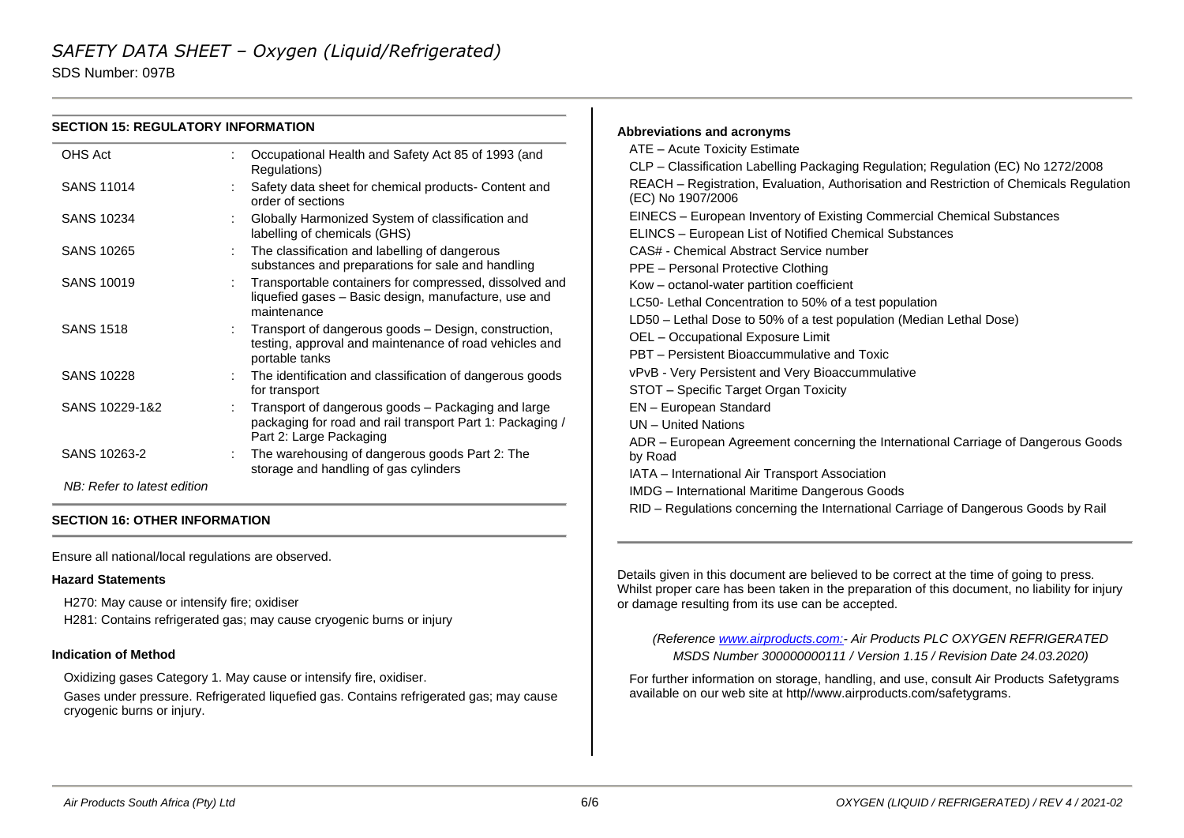## SECTION 15: REGULATORY INFORMATION

| | | |
|---|---|---|
| OHS Act | : | Occupational Health and Safety Act 85 of 1993 (and Regulations) |
| SANS 11014 | : | Safety data sheet for chemical products- Content and order of sections |
| SANS 10234 | : | Globally Harmonized System of classification and labelling of chemicals (GHS) |
| SANS 10265 | : | The classification and labelling of dangerous substances and preparations for sale and handling |
| SANS 10019 | : | Transportable containers for compressed, dissolved and liquefied gases – Basic design, manufacture, use and maintenance |
| SANS 1518 | : | Transport of dangerous goods – Design, construction, testing, approval and maintenance of road vehicles and portable tanks |
| SANS 10228 | : | The identification and classification of dangerous goods for transport |
| SANS 10229-1&2 | : | Transport of dangerous goods – Packaging and large packaging for road and rail transport Part 1: Packaging / Part 2: Large Packaging |
| SANS 10263-2 | : | The warehousing of dangerous goods Part 2: The storage and handling of gas cylinders |

*NB: Refer to latest edition*

## SECTION 16: OTHER INFORMATION

Ensure all national/local regulations are observed.

### Hazard Statements

H270: May cause or intensify fire; oxidiser

H281: Contains refrigerated gas; may cause cryogenic burns or injury

### Indication of Method

Oxidizing gases Category 1. May cause or intensify fire, oxidiser.

Gases under pressure. Refrigerated liquefied gas. Contains refrigerated gas; may cause cryogenic burns or injury.

### Abbreviations and acronyms

ATE – Acute Toxicity Estimate

CLP – Classification Labelling Packaging Regulation; Regulation (EC) No 1272/2008

REACH – Registration, Evaluation, Authorisation and Restriction of Chemicals Regulation (EC) No 1907/2006

EINECS – European Inventory of Existing Commercial Chemical Substances

ELINCS – European List of Notified Chemical Substances

CAS# - Chemical Abstract Service number

PPE – Personal Protective Clothing

Kow – octanol-water partition coefficient

LC50- Lethal Concentration to 50% of a test population

LD50 – Lethal Dose to 50% of a test population (Median Lethal Dose)

OEL – Occupational Exposure Limit

PBT – Persistent Bioaccummulative and Toxic

vPvB - Very Persistent and Very Bioaccummulative

STOT – Specific Target Organ Toxicity

EN – European Standard

UN – United Nations

ADR – European Agreement concerning the International Carriage of Dangerous Goods by Road

IATA – International Air Transport Association

IMDG – International Maritime Dangerous Goods

RID – Regulations concerning the International Carriage of Dangerous Goods by Rail

Details given in this document are believed to be correct at the time of going to press. Whilst proper care has been taken in the preparation of this document, no liability for injury or damage resulting from its use can be accepted.

*(Reference www.airproducts.com:- Air Products PLC OXYGEN REFRIGERATED MSDS Number 300000000111 / Version 1.15 / Revision Date 24.03.2020)*

For further information on storage, handling, and use, consult Air Products Safetygrams available on our web site at http//www.airproducts.com/safetygrams.